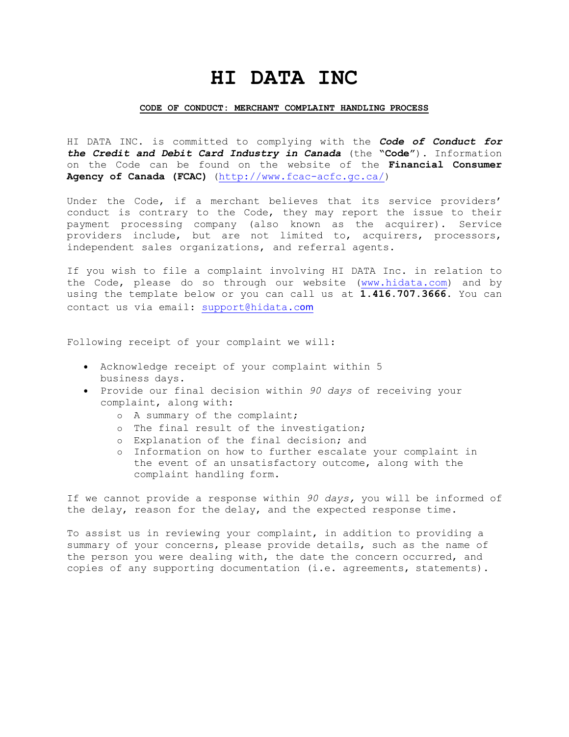# HI DATA INC

**CODE OF CONDUCT: MERCHANT COMPLAINT HANDLING PROCESS**

HI DATA INC. is committed to complying with the ***Code of Conduct for the Credit and Debit Card Industry in Canada*** (the **"Code"**). Information on the Code can be found on the website of the **Financial Consumer Agency of Canada (FCAC)** (http://www.fcac-acfc.gc.ca/)

Under the Code, if a merchant believes that its service providers' conduct is contrary to the Code, they may report the issue to their payment processing company (also known as the acquirer). Service providers include, but are not limited to, acquirers, processors, independent sales organizations, and referral agents.

If you wish to file a complaint involving HI DATA Inc. in relation to the Code, please do so through our website (www.hidata.com) and by using the template below or you can call us at **1.416.707.3666.** You can contact us via email: support@hidata.com

Following receipt of your complaint we will:

- Acknowledge receipt of your complaint within 5 business days.
- Provide our final decision within *90 days* of receiving your complaint, along with:
  - A summary of the complaint;
  - The final result of the investigation;
  - Explanation of the final decision; and
  - Information on how to further escalate your complaint in the event of an unsatisfactory outcome, along with the complaint handling form.

If we cannot provide a response within *90 days,* you will be informed of the delay, reason for the delay, and the expected response time.

To assist us in reviewing your complaint, in addition to providing a summary of your concerns, please provide details, such as the name of the person you were dealing with, the date the concern occurred, and copies of any supporting documentation (i.e. agreements, statements).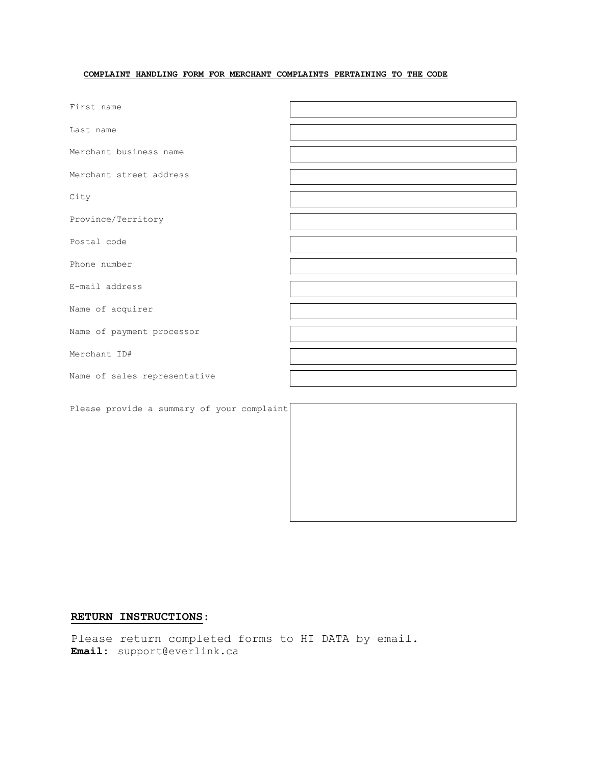## COMPLAINT HANDLING FORM FOR MERCHANT COMPLAINTS PERTAINING TO THE CODE

| | |
|---|---|
| First name | |
| Last name | |
| Merchant business name | |
| Merchant street address | |
| City | |
| Province/Territory | |
| Postal code | |
| Phone number | |
| E-mail address | |
| Name of acquirer | |
| Name of payment processor | |
| Merchant ID# | |
| Name of sales representative | |

Please provide a summary of your complaint

## RETURN INSTRUCTIONS:

Please return completed forms to HI DATA by email.
**Email:** support@everlink.ca